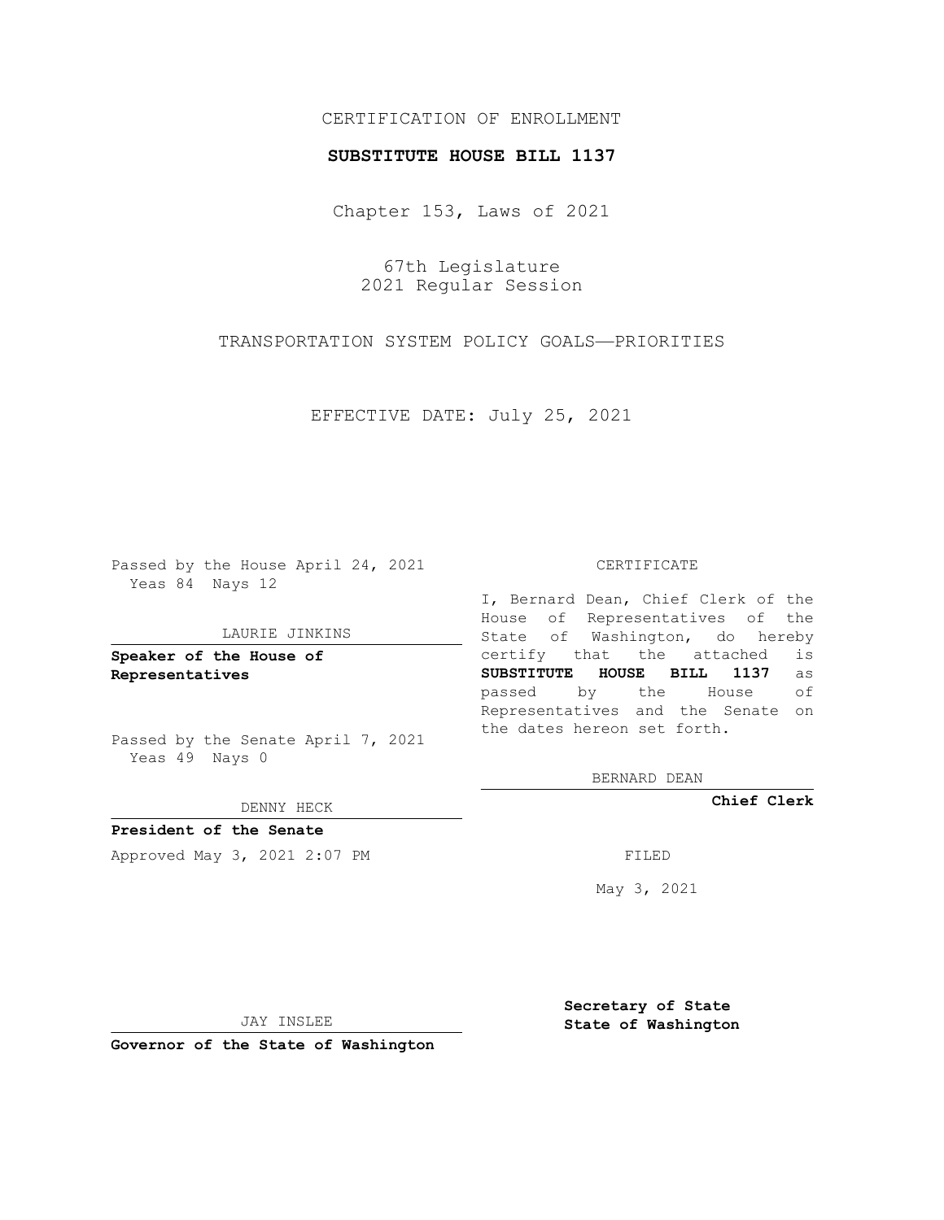CERTIFICATION OF ENROLLMENT

**SUBSTITUTE HOUSE BILL 1137**

Chapter 153, Laws of 2021

67th Legislature
2021 Regular Session

TRANSPORTATION SYSTEM POLICY GOALS—PRIORITIES

EFFECTIVE DATE: July 25, 2021

Passed by the House April 24, 2021
Yeas 84 Nays 12

LAURIE JINKINS

**Speaker of the House of Representatives**

Passed by the Senate April 7, 2021
Yeas 49 Nays 0

DENNY HECK

**President of the Senate**

Approved May 3, 2021 2:07 PM

JAY INSLEE

**Governor of the State of Washington**

CERTIFICATE

I, Bernard Dean, Chief Clerk of the House of Representatives of the State of Washington, do hereby certify that the attached is **SUBSTITUTE HOUSE BILL 1137** as passed by the House of Representatives and the Senate on the dates hereon set forth.

BERNARD DEAN

**Chief Clerk**

FILED

May 3, 2021

**Secretary of State**
**State of Washington**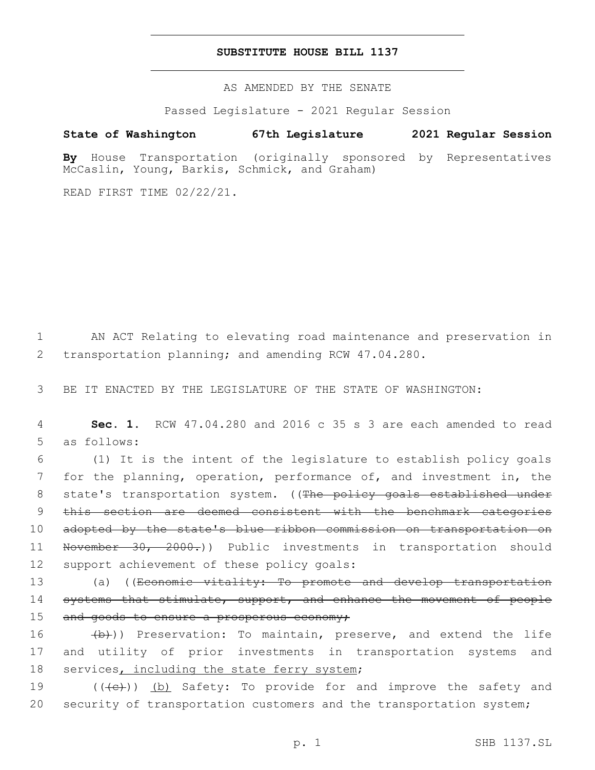# SUBSTITUTE HOUSE BILL 1137

AS AMENDED BY THE SENATE

Passed Legislature - 2021 Regular Session

**State of Washington 67th Legislature 2021 Regular Session**

**By** House Transportation (originally sponsored by Representatives McCaslin, Young, Barkis, Schmick, and Graham)

READ FIRST TIME 02/22/21.

1 AN ACT Relating to elevating road maintenance and preservation in
2 transportation planning; and amending RCW 47.04.280.

3 BE IT ENACTED BY THE LEGISLATURE OF THE STATE OF WASHINGTON:

4 **Sec. 1.** RCW 47.04.280 and 2016 c 35 s 3 are each amended to read
5 as follows:

6 (1) It is the intent of the legislature to establish policy goals
7 for the planning, operation, performance of, and investment in, the
8 state's transportation system. ((~~The policy goals established under~~
9 ~~this section are deemed consistent with the benchmark categories~~
10 ~~adopted by the state's blue ribbon commission on transportation on~~
11 ~~November 30, 2000.~~)) Public investments in transportation should
12 support achievement of these policy goals:

13 (a) ((~~Economic vitality: To promote and develop transportation~~
14 ~~systems that stimulate, support, and enhance the movement of people~~
15 ~~and goods to ensure a prosperous economy;~~

16 ~~(b)~~)) Preservation: To maintain, preserve, and extend the life
17 and utility of prior investments in transportation systems and
18 services<u>, including the state ferry system</u>;

19 ((~~(c)~~)) <u>(b)</u> Safety: To provide for and improve the safety and
20 security of transportation customers and the transportation system;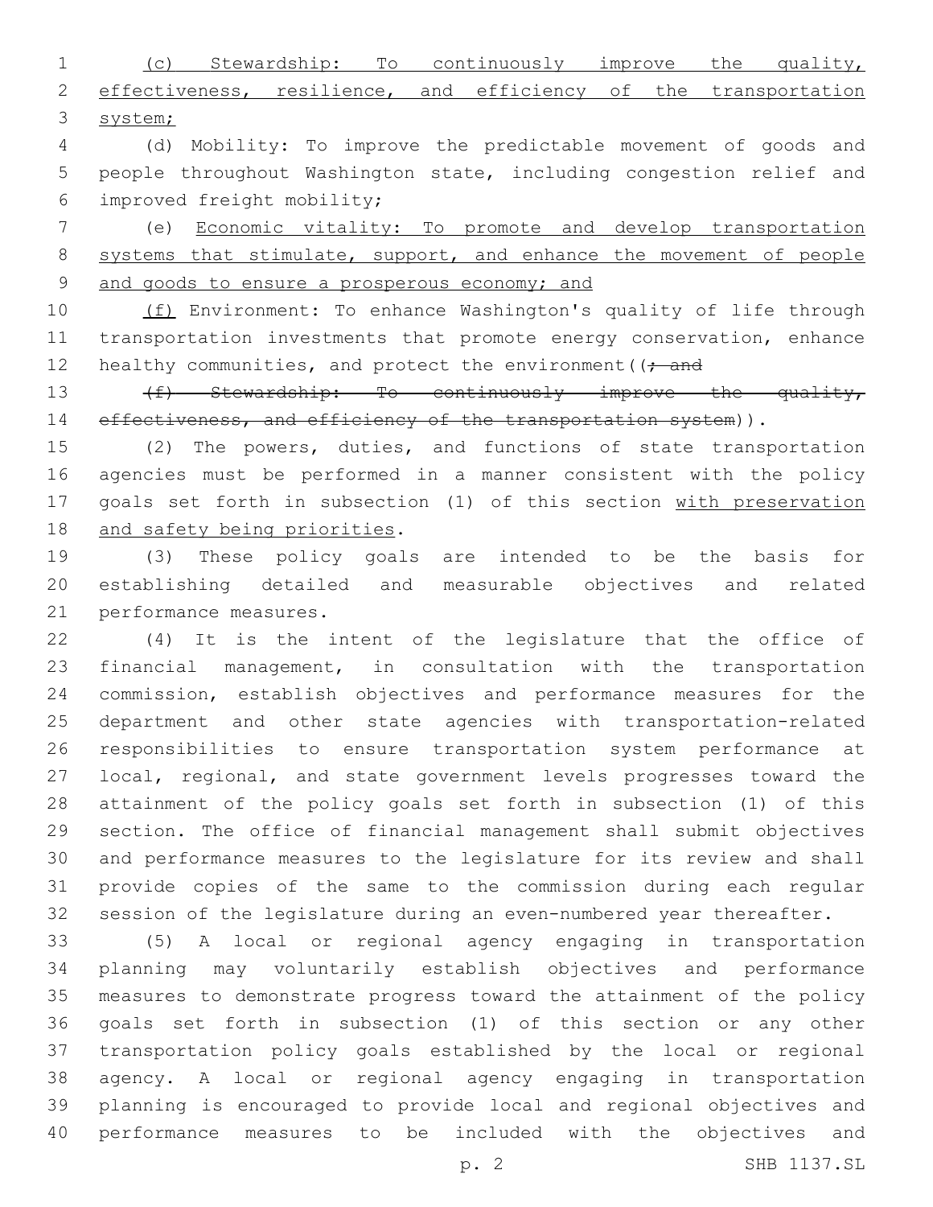(c) Stewardship: To continuously improve the quality, effectiveness, resilience, and efficiency of the transportation system;

(d) Mobility: To improve the predictable movement of goods and people throughout Washington state, including congestion relief and improved freight mobility;

(e) Economic vitality: To promote and develop transportation systems that stimulate, support, and enhance the movement of people and goods to ensure a prosperous economy; and

(f) Environment: To enhance Washington's quality of life through transportation investments that promote energy conservation, enhance healthy communities, and protect the environment((~~; and~~

~~(f) Stewardship: To continuously improve the quality, effectiveness, and efficiency of the transportation system~~)).

(2) The powers, duties, and functions of state transportation agencies must be performed in a manner consistent with the policy goals set forth in subsection (1) of this section with preservation and safety being priorities.

(3) These policy goals are intended to be the basis for establishing detailed and measurable objectives and related performance measures.

(4) It is the intent of the legislature that the office of financial management, in consultation with the transportation commission, establish objectives and performance measures for the department and other state agencies with transportation-related responsibilities to ensure transportation system performance at local, regional, and state government levels progresses toward the attainment of the policy goals set forth in subsection (1) of this section. The office of financial management shall submit objectives and performance measures to the legislature for its review and shall provide copies of the same to the commission during each regular session of the legislature during an even-numbered year thereafter.

(5) A local or regional agency engaging in transportation planning may voluntarily establish objectives and performance measures to demonstrate progress toward the attainment of the policy goals set forth in subsection (1) of this section or any other transportation policy goals established by the local or regional agency. A local or regional agency engaging in transportation planning is encouraged to provide local and regional objectives and performance measures to be included with the objectives and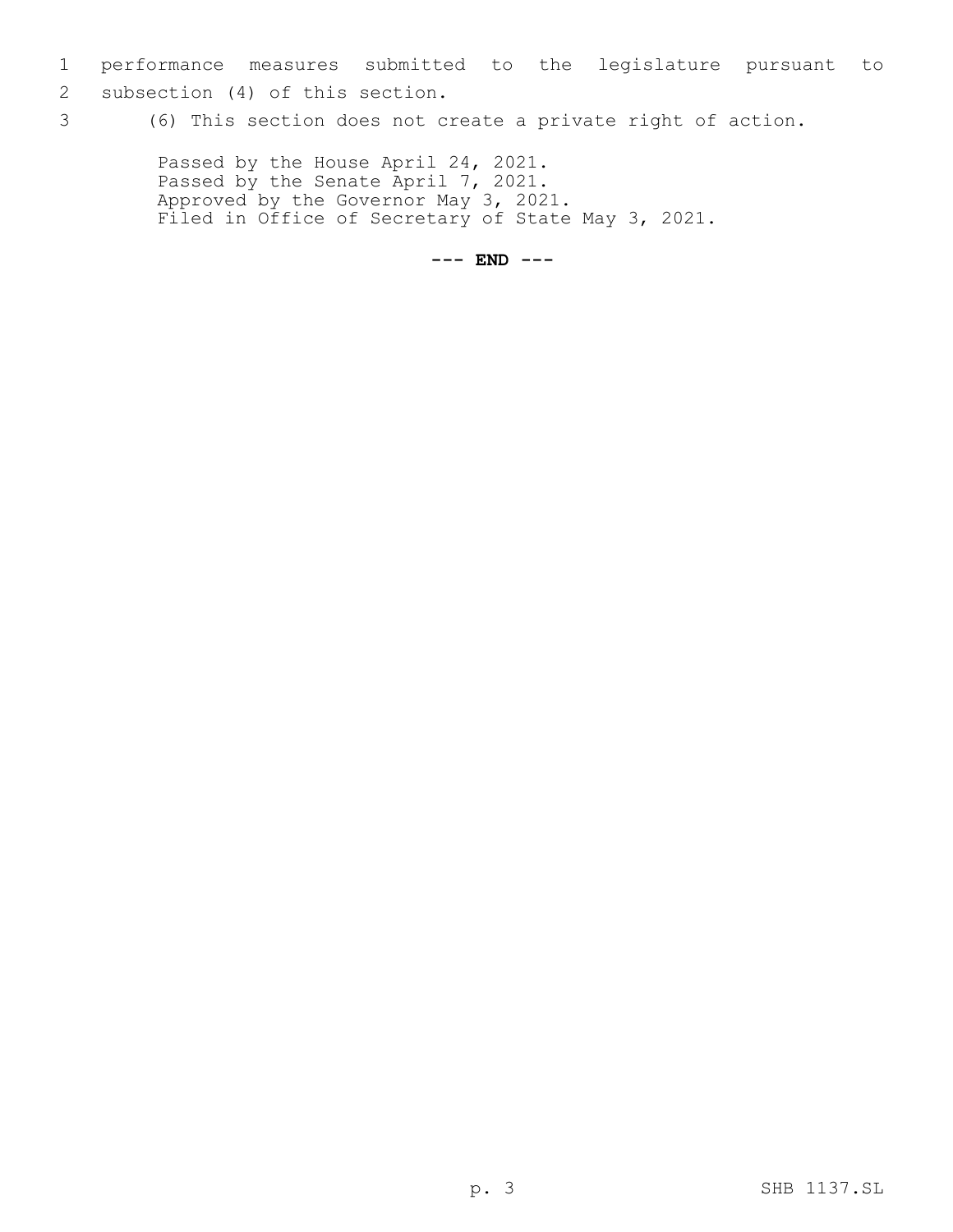performance measures submitted to the legislature pursuant to subsection (4) of this section.

(6) This section does not create a private right of action.

Passed by the House April 24, 2021.
Passed by the Senate April 7, 2021.
Approved by the Governor May 3, 2021.
Filed in Office of Secretary of State May 3, 2021.

**--- END ---**